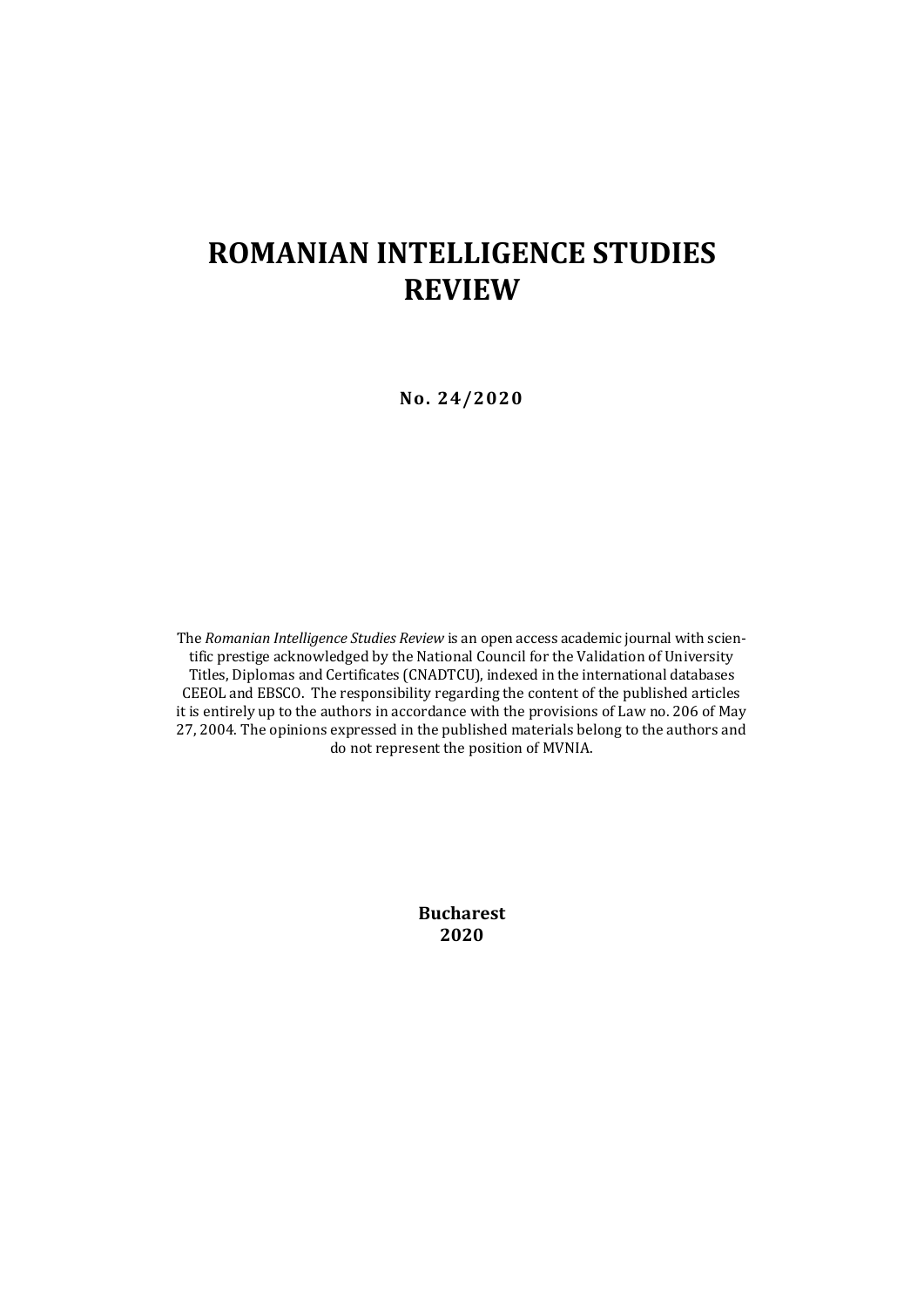# ROMANIAN INTELLIGENCE STUDIES REVIEW

**No. 24/2020**

The *Romanian Intelligence Studies Review* is an open access academic journal with scientific prestige acknowledged by the National Council for the Validation of University Titles, Diplomas and Certificates (CNADTCU), indexed in the international databases CEEOL and EBSCO. The responsibility regarding the content of the published articles it is entirely up to the authors in accordance with the provisions of Law no. 206 of May 27, 2004. The opinions expressed in the published materials belong to the authors and do not represent the position of MVNIA.

**Bucharest**
**2020**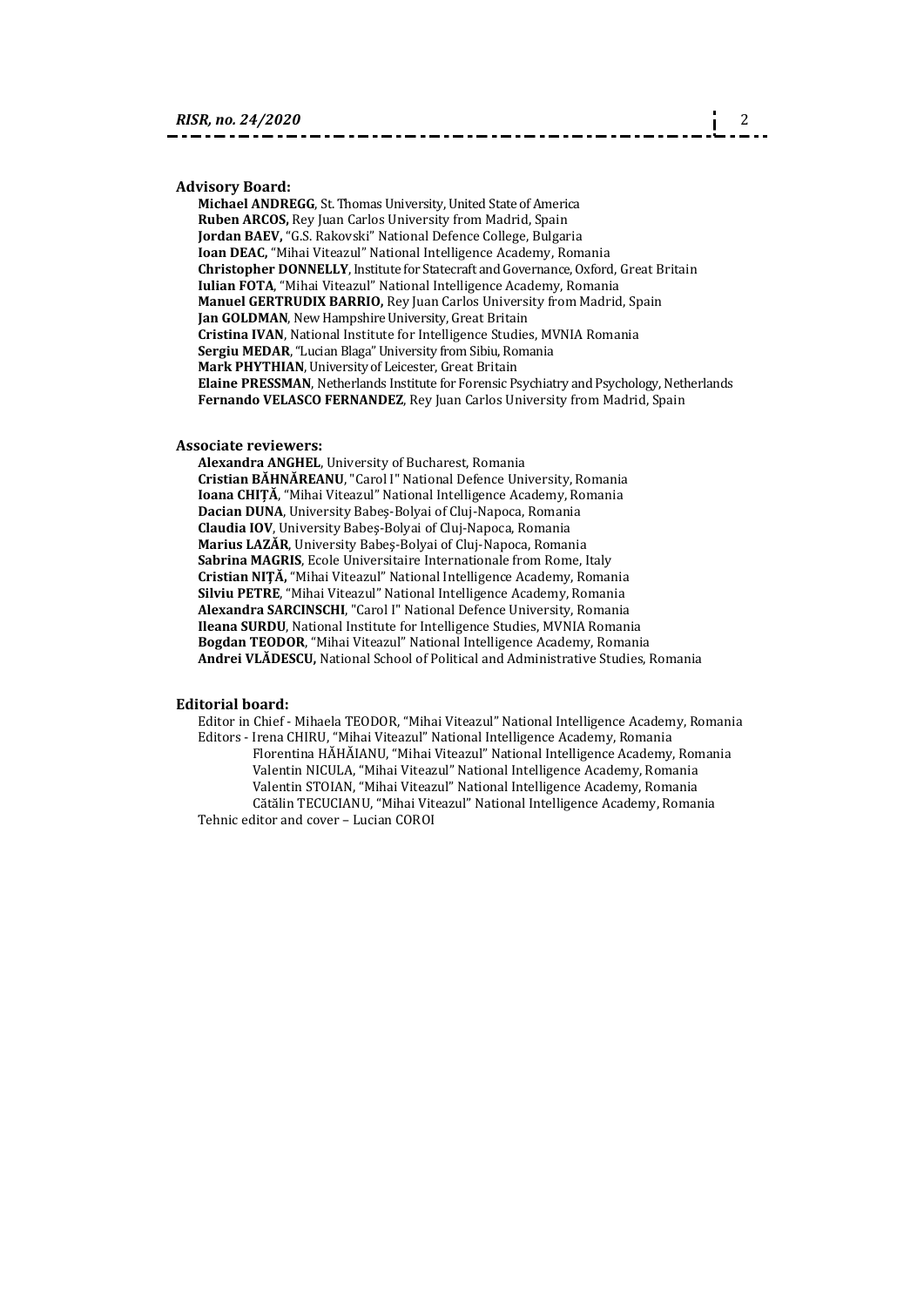**Advisory Board:**

**Michael ANDREGG**, St. Thomas University, United State of America
**Ruben ARCOS,** Rey Juan Carlos University from Madrid, Spain
**Jordan BAEV,** "G.S. Rakovski" National Defence College, Bulgaria
**Ioan DEAC,** "Mihai Viteazul" National Intelligence Academy, Romania
**Christopher DONNELLY**, Institute for Statecraft and Governance, Oxford, Great Britain
**Iulian FOTA**, "Mihai Viteazul" National Intelligence Academy, Romania
**Manuel GERTRUDIX BARRIO,** Rey Juan Carlos University from Madrid, Spain
**Jan GOLDMAN**, New Hampshire University, Great Britain
**Cristina IVAN**, National Institute for Intelligence Studies, MVNIA Romania
**Sergiu MEDAR**, "Lucian Blaga" University from Sibiu, Romania
**Mark PHYTHIAN**, University of Leicester, Great Britain
**Elaine PRESSMAN**, Netherlands Institute for Forensic Psychiatry and Psychology, Netherlands
**Fernando VELASCO FERNANDEZ**, Rey Juan Carlos University from Madrid, Spain

**Associate reviewers:**

**Alexandra ANGHEL**, University of Bucharest, Romania
**Cristian BĂHNĂREANU**, "Carol I" National Defence University, Romania
**Ioana CHIȚĂ**, "Mihai Viteazul" National Intelligence Academy, Romania
**Dacian DUNA**, University Babeş-Bolyai of Cluj-Napoca, Romania
**Claudia IOV**, University Babeş-Bolyai of Cluj-Napoca, Romania
**Marius LAZĂR**, University Babeş-Bolyai of Cluj-Napoca, Romania
**Sabrina MAGRIS**, Ecole Universitaire Internationale from Rome, Italy
**Cristian NIŢĂ,** "Mihai Viteazul" National Intelligence Academy, Romania
**Silviu PETRE**, "Mihai Viteazul" National Intelligence Academy, Romania
**Alexandra SARCINSCHI**, "Carol I" National Defence University, Romania
**Ileana SURDU**, National Institute for Intelligence Studies, MVNIA Romania
**Bogdan TEODOR**, "Mihai Viteazul" National Intelligence Academy, Romania
**Andrei VLĂDESCU,** National School of Political and Administrative Studies, Romania

**Editorial board:**

Editor in Chief - Mihaela TEODOR, "Mihai Viteazul" National Intelligence Academy, Romania
Editors - Irena CHIRU, "Mihai Viteazul" National Intelligence Academy, Romania
Florentina HĂHĂIANU, "Mihai Viteazul" National Intelligence Academy, Romania
Valentin NICULA, "Mihai Viteazul" National Intelligence Academy, Romania
Valentin STOIAN, "Mihai Viteazul" National Intelligence Academy, Romania
Cătălin TECUCIANU, "Mihai Viteazul" National Intelligence Academy, Romania
Tehnic editor and cover – Lucian COROI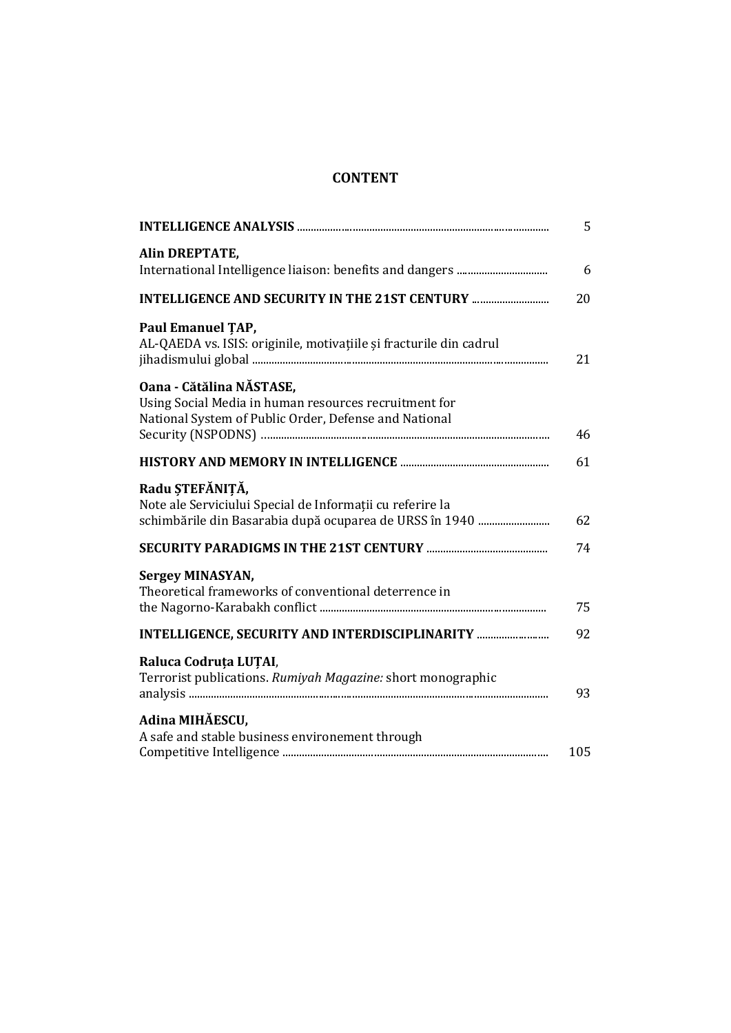# CONTENT

| | |
|---|---|
| **INTELLIGENCE ANALYSIS** | 5 |
| **Alin DREPTATE,**<br>International Intelligence liaison: benefits and dangers | 6 |
| **INTELLIGENCE AND SECURITY IN THE 21ST CENTURY** | 20 |
| **Paul Emanuel ȚAP,**<br>AL-QAEDA vs. ISIS: originile, motivațiile și fracturile din cadrul jihadismului global | 21 |
| **Oana - Cătălina NĂSTASE,**<br>Using Social Media in human resources recruitment for National System of Public Order, Defense and National Security (NSPODNS) | 46 |
| **HISTORY AND MEMORY IN INTELLIGENCE** | 61 |
| **Radu ȘTEFĂNIȚĂ,**<br>Note ale Serviciului Special de Informații cu referire la schimbările din Basarabia după ocuparea de URSS în 1940 | 62 |
| **SECURITY PARADIGMS IN THE 21ST CENTURY** | 74 |
| **Sergey MINASYAN,**<br>Theoretical frameworks of conventional deterrence in the Nagorno-Karabakh conflict | 75 |
| **INTELLIGENCE, SECURITY AND INTERDISCIPLINARITY** | 92 |
| **Raluca Codruța LUȚAI**,<br>Terrorist publications. *Rumiyah Magazine:* short monographic analysis | 93 |
| **Adina MIHĂESCU,**<br>A safe and stable business environement through Competitive Intelligence | 105 |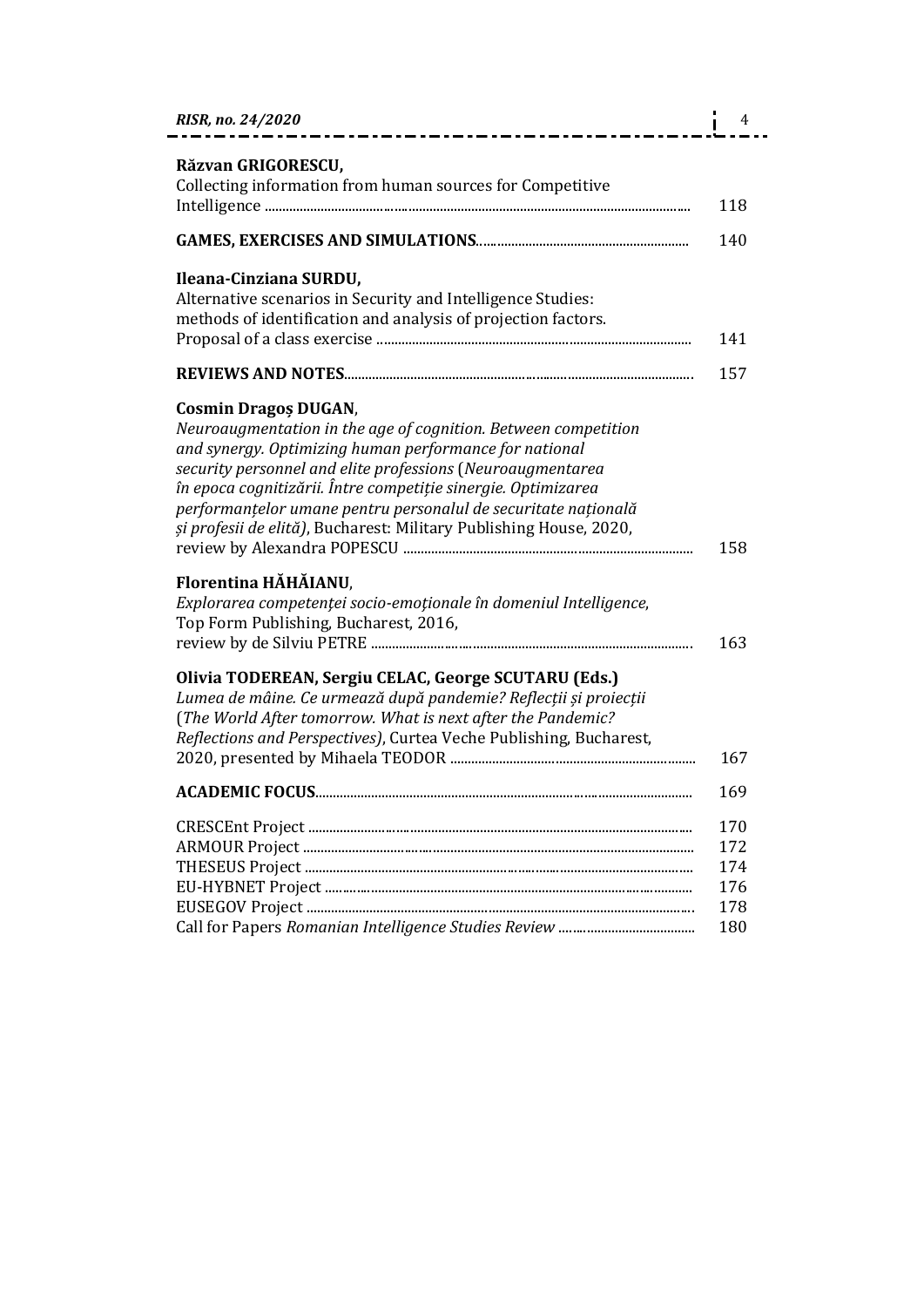**Răzvan GRIGORESCU,**
Collecting information from human sources for Competitive Intelligence ........ 118

**GAMES, EXERCISES AND SIMULATIONS**........ 140

**Ileana-Cinziana SURDU,**
Alternative scenarios in Security and Intelligence Studies: methods of identification and analysis of projection factors. Proposal of a class exercise ........ 141

**REVIEWS AND NOTES**........ 157

**Cosmin Dragoș DUGAN**,
*Neuroaugmentation in the age of cognition. Between competition and synergy. Optimizing human performance for national security personnel and elite professions* (*Neuroaugmentarea în epoca cognitizării. Între competiție sinergie. Optimizarea performanțelor umane pentru personalul de securitate națională și profesii de elită)*, Bucharest: Military Publishing House, 2020, review by Alexandra POPESCU ........ 158

**Florentina HĂHĂIANU**,
*Explorarea competenței socio-emoționale în domeniul Intelligence*, Top Form Publishing, Bucharest, 2016, review by de Silviu PETRE ........ 163

**Olivia TODEREAN, Sergiu CELAC, George SCUTARU (Eds.)**
*Lumea de mâine. Ce urmează după pandemie? Reflecții și proiecții* (*The World After tomorrow. What is next after the Pandemic? Reflections and Perspectives)*, Curtea Veche Publishing, Bucharest, 2020, presented by Mihaela TEODOR ........ 167

**ACADEMIC FOCUS**........ 169

CRESCEnt Project ........ 170
ARMOUR Project ........ 172
THESEUS Project ........ 174
EU-HYBNET Project ........ 176
EUSEGOV Project ........ 178
Call for Papers *Romanian Intelligence Studies Review* ........ 180